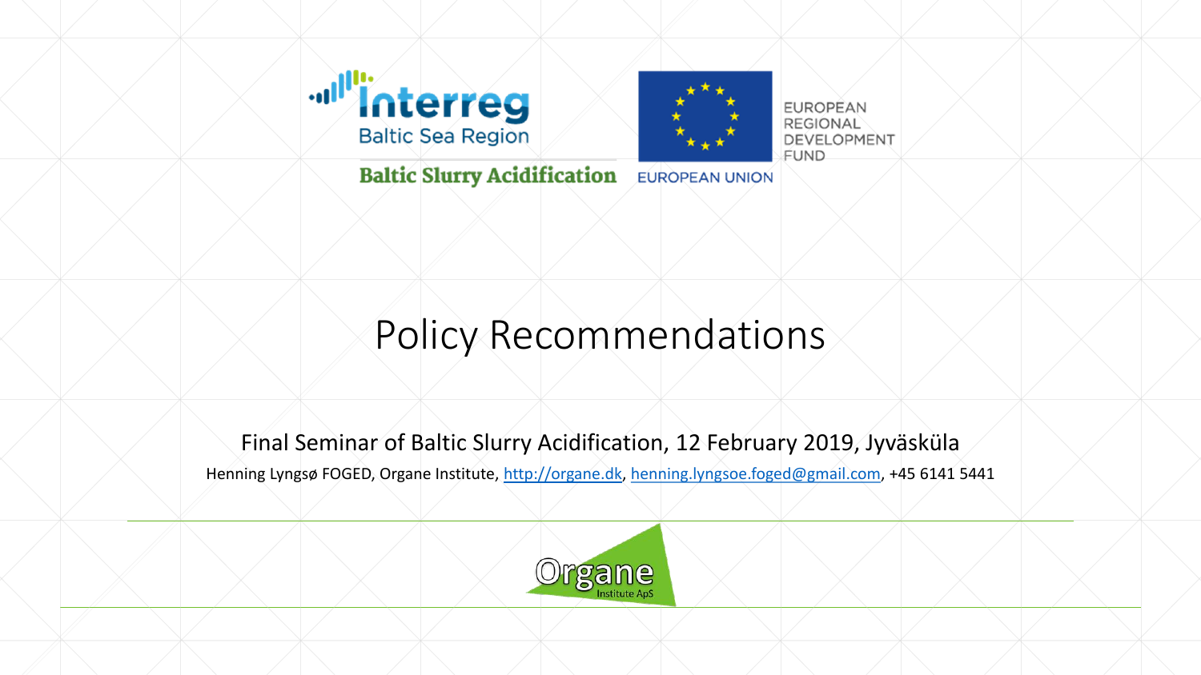Interreg
Baltic Sea Region

Baltic Slurry Acidification

EUROPEAN UNION

EUROPEAN REGIONAL DEVELOPMENT FUND

# Policy Recommendations

Final Seminar of Baltic Slurry Acidification, 12 February 2019, Jyväsküla

Henning Lyngsø FOGED, Organe Institute, http://organe.dk, henning.lyngsoe.foged@gmail.com, +45 6141 5441

Organe Institute ApS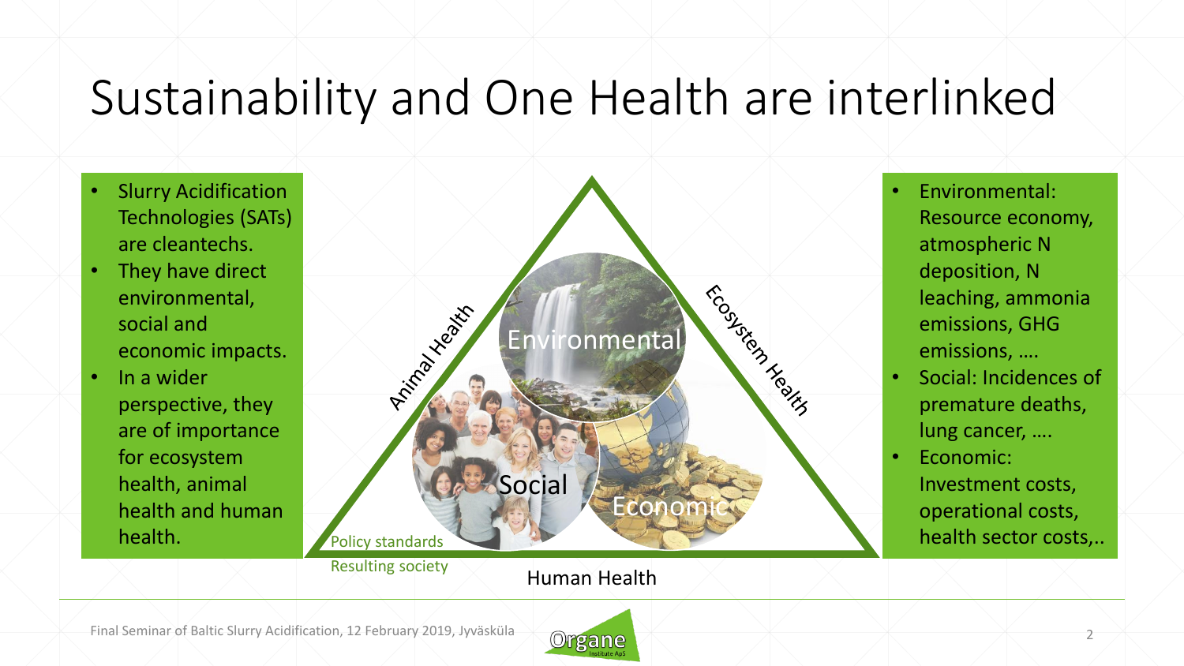# Sustainability and One Health are interlinked

- Slurry Acidification Technologies (SATs) are cleantechs.
- They have direct environmental, social and economic impacts.
- In a wider perspective, they are of importance for ecosystem health, animal health and human health.

Animal Health

Ecosystem Health

Environmental

Social

Economic

Policy standards

Resulting society

Human Health

- Environmental: Resource economy, atmospheric N deposition, N leaching, ammonia emissions, GHG emissions, ….
- Social: Incidences of premature deaths, lung cancer, ….
- Economic: Investment costs, operational costs, health sector costs,..

Final Seminar of Baltic Slurry Acidification, 12 February 2019, Jyväskülä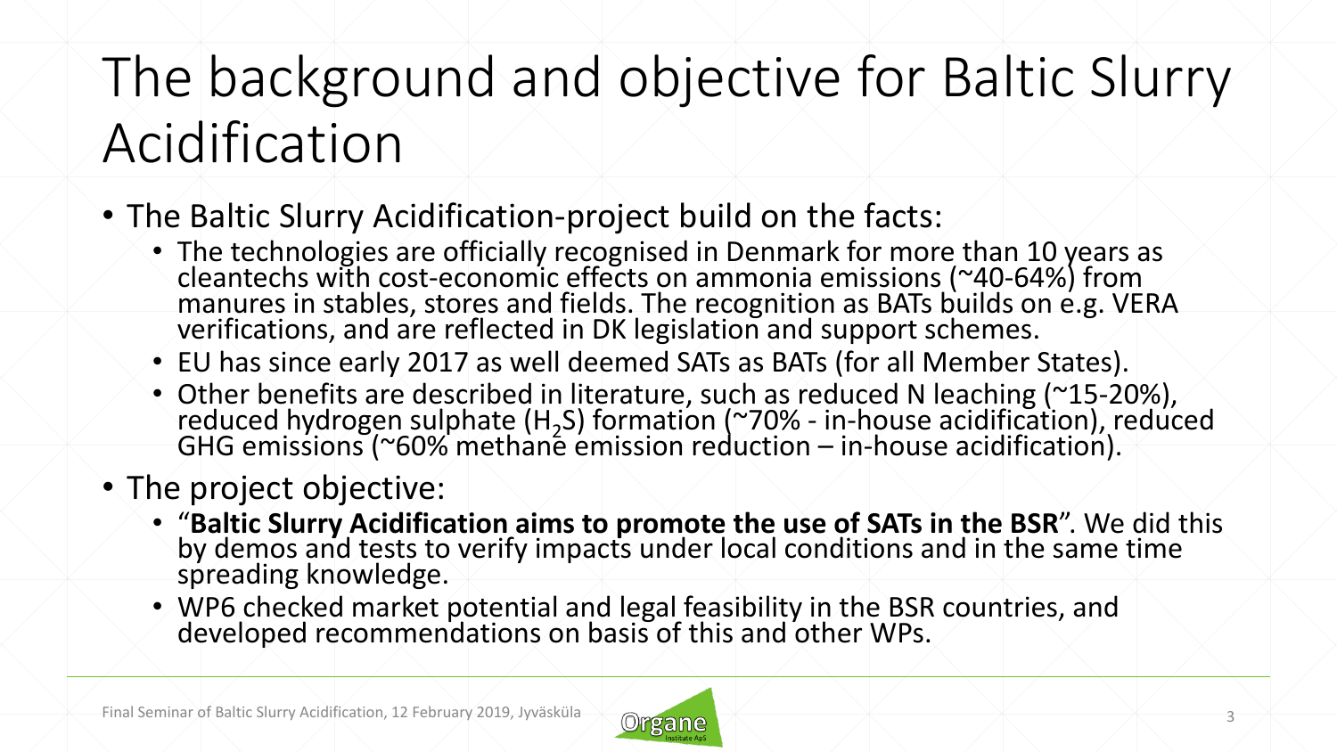# The background and objective for Baltic Slurry Acidification

- The Baltic Slurry Acidification-project build on the facts:
  - The technologies are officially recognised in Denmark for more than 10 years as cleantechs with cost-economic effects on ammonia emissions (~40-64%) from manures in stables, stores and fields. The recognition as BATs builds on e.g. VERA verifications, and are reflected in DK legislation and support schemes.
  - EU has since early 2017 as well deemed SATs as BATs (for all Member States).
  - Other benefits are described in literature, such as reduced N leaching (~15-20%), reduced hydrogen sulphate ($H_2S$) formation (~70% - in-house acidification), reduced GHG emissions (~60% methane emission reduction – in-house acidification).
- The project objective:
  - "**Baltic Slurry Acidification aims to promote the use of SATs in the BSR**". We did this by demos and tests to verify impacts under local conditions and in the same time spreading knowledge.
  - WP6 checked market potential and legal feasibility in the BSR countries, and developed recommendations on basis of this and other WPs.

Final Seminar of Baltic Slurry Acidification, 12 February 2019, Jyväsküla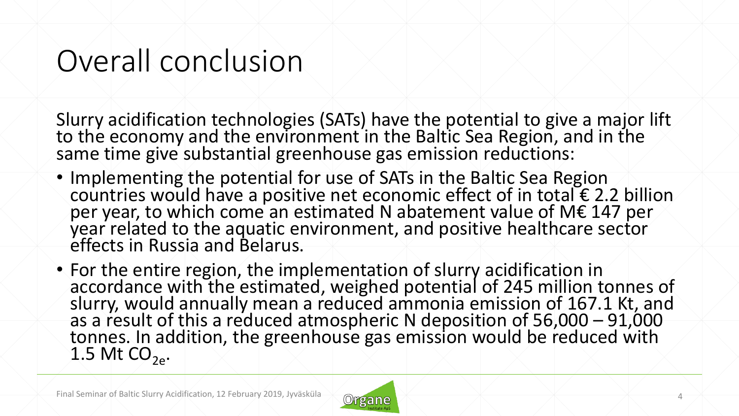# Overall conclusion

Slurry acidification technologies (SATs) have the potential to give a major lift to the economy and the environment in the Baltic Sea Region, and in the same time give substantial greenhouse gas emission reductions:

- Implementing the potential for use of SATs in the Baltic Sea Region countries would have a positive net economic effect of in total € 2.2 billion per year, to which come an estimated N abatement value of M€ 147 per year related to the aquatic environment, and positive healthcare sector effects in Russia and Belarus.
- For the entire region, the implementation of slurry acidification in accordance with the estimated, weighed potential of 245 million tonnes of slurry, would annually mean a reduced ammonia emission of 167.1 Kt, and as a result of this a reduced atmospheric N deposition of 56,000 – 91,000 tonnes. In addition, the greenhouse gas emission would be reduced with 1.5 Mt $CO_{2e}$.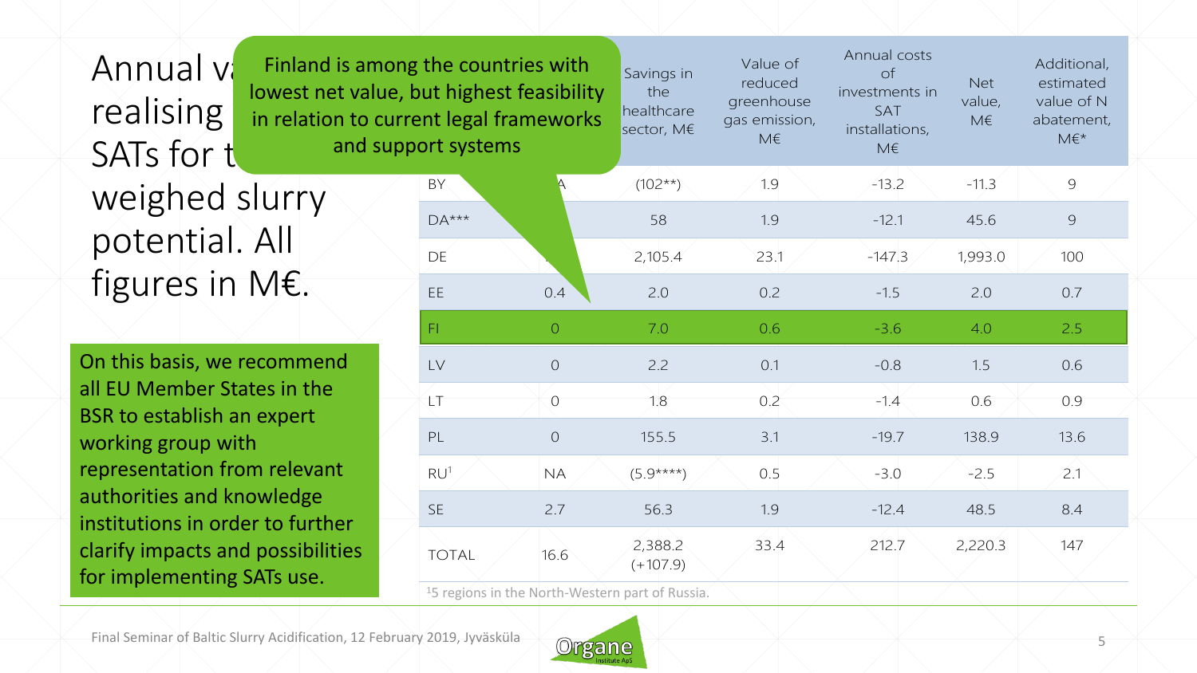# Annual v... realising ... SATs for t... weighed slurry potential. All figures in M€.

Finland is among the countries with lowest net value, but highest feasibility in relation to current legal frameworks and support systems

| | | Savings in the healthcare sector, M€ | Value of reduced greenhouse gas emission, M€ | Annual costs of investments in SAT installations, M€ | Net value, M€ | Additional, estimated value of N abatement, M€* |
|---|---|---|---|---|---|---|
| BY | ...A | (102**) | 1.9 | -13.2 | -11.3 | 9 |
| DA*** | | 58 | 1.9 | -12.1 | 45.6 | 9 |
| DE | | 2,105.4 | 23.1 | -147.3 | 1,993.0 | 100 |
| EE | 0.4 | 2.0 | 0.2 | -1.5 | 2.0 | 0.7 |
| FI | 0 | 7.0 | 0.6 | -3.6 | 4.0 | 2.5 |
| LV | 0 | 2.2 | 0.1 | -0.8 | 1.5 | 0.6 |
| LT | 0 | 1.8 | 0.2 | -1.4 | 0.6 | 0.9 |
| PL | 0 | 155.5 | 3.1 | -19.7 | 138.9 | 13.6 |
| RU[1] | NA | (5.9****) | 0.5 | -3.0 | -2.5 | 2.1 |
| SE | 2.7 | 56.3 | 1.9 | -12.4 | 48.5 | 8.4 |
| TOTAL | 16.6 | 2,388.2 (+107.9) | 33.4 | 212.7 | 2,220.3 | 147 |

[1]5 regions in the North-Western part of Russia.

On this basis, we recommend all EU Member States in the BSR to establish an expert working group with representation from relevant authorities and knowledge institutions in order to further clarify impacts and possibilities for implementing SATs use.

Final Seminar of Baltic Slurry Acidification, 12 February 2019, Jyväskülä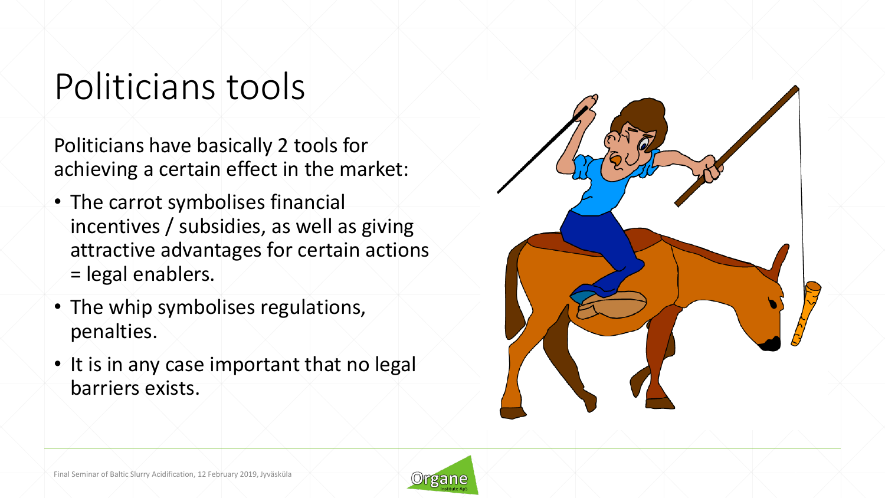# Politicians tools

Politicians have basically 2 tools for achieving a certain effect in the market:

- The carrot symbolises financial incentives / subsidies, as well as giving attractive advantages for certain actions = legal enablers.
- The whip symbolises regulations, penalties.
- It is in any case important that no legal barriers exists.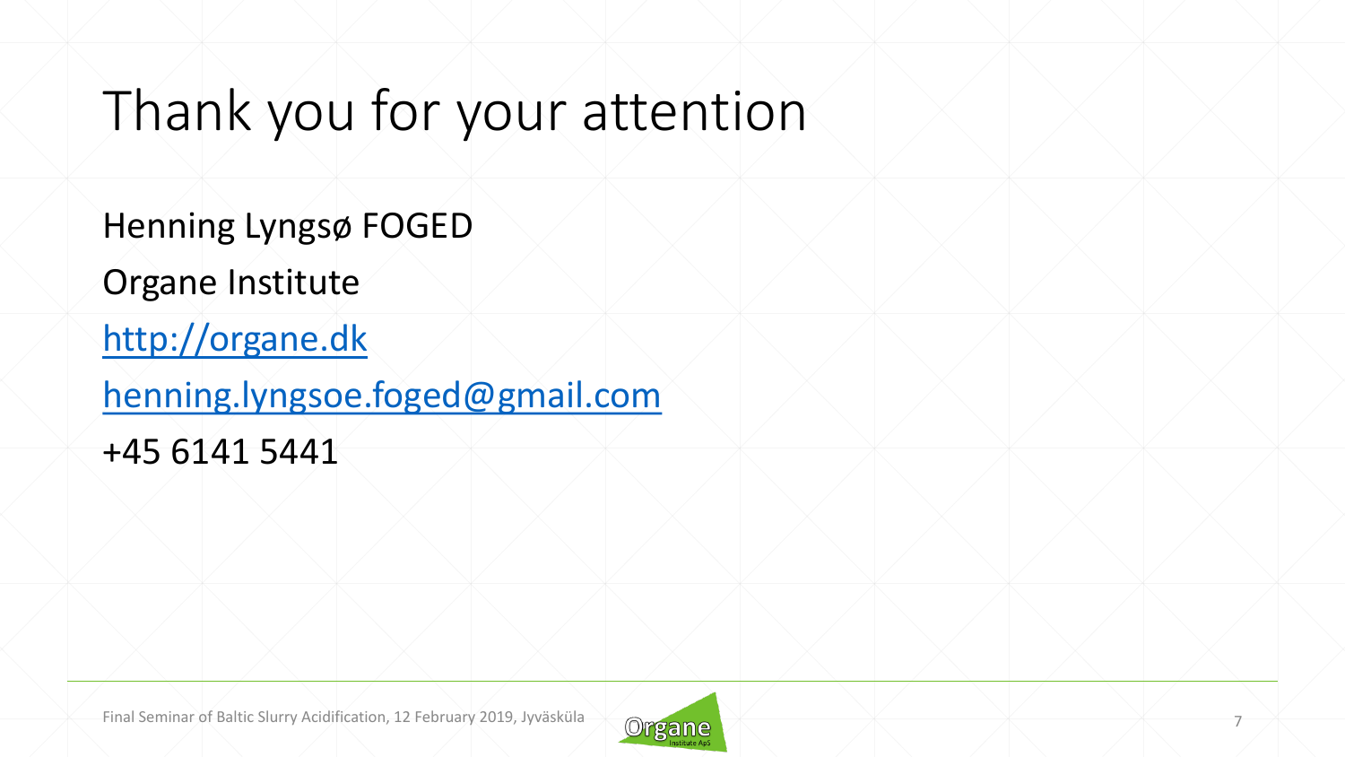# Thank you for your attention

Henning Lyngsø FOGED

Organe Institute

http://organe.dk

henning.lyngsoe.foged@gmail.com

+45 6141 5441